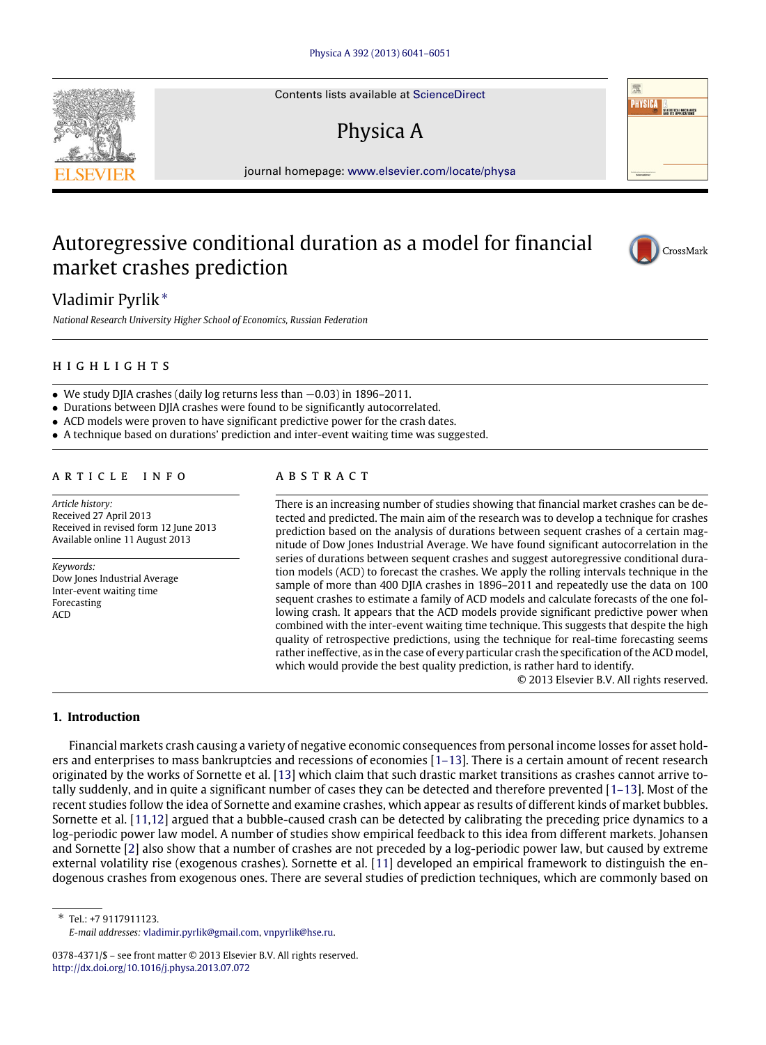Contents lists available at ScienceDirect

Physica A

journal homepage: www.elsevier.com/locate/physa

# Autoregressive conditional duration as a model for financial market crashes prediction

Vladimir Pyrlik *

*National Research University Higher School of Economics, Russian Federation*

## HIGHLIGHTS

- We study DJIA crashes (daily log returns less than −0.03) in 1896–2011.
- Durations between DJIA crashes were found to be significantly autocorrelated.
- ACD models were proven to have significant predictive power for the crash dates.
- A technique based on durations' prediction and inter-event waiting time was suggested.

## ARTICLE INFO

*Article history:*
Received 27 April 2013
Received in revised form 12 June 2013
Available online 11 August 2013

*Keywords:*
Dow Jones Industrial Average
Inter-event waiting time
Forecasting
ACD

## ABSTRACT

There is an increasing number of studies showing that financial market crashes can be detected and predicted. The main aim of the research was to develop a technique for crashes prediction based on the analysis of durations between sequent crashes of a certain magnitude of Dow Jones Industrial Average. We have found significant autocorrelation in the series of durations between sequent crashes and suggest autoregressive conditional duration models (ACD) to forecast the crashes. We apply the rolling intervals technique in the sample of more than 400 DJIA crashes in 1896–2011 and repeatedly use the data on 100 sequent crashes to estimate a family of ACD models and calculate forecasts of the one following crash. It appears that the ACD models provide significant predictive power when combined with the inter-event waiting time technique. This suggests that despite the high quality of retrospective predictions, using the technique for real-time forecasting seems rather ineffective, as in the case of every particular crash the specification of the ACD model, which would provide the best quality prediction, is rather hard to identify.

© 2013 Elsevier B.V. All rights reserved.

## 1. Introduction

Financial markets crash causing a variety of negative economic consequences from personal income losses for asset holders and enterprises to mass bankruptcies and recessions of economies [1–13]. There is a certain amount of recent research originated by the works of Sornette et al. [13] which claim that such drastic market transitions as crashes cannot arrive totally suddenly, and in quite a significant number of cases they can be detected and therefore prevented [1–13]. Most of the recent studies follow the idea of Sornette and examine crashes, which appear as results of different kinds of market bubbles. Sornette et al. [11,12] argued that a bubble-caused crash can be detected by calibrating the preceding price dynamics to a log-periodic power law model. A number of studies show empirical feedback to this idea from different markets. Johansen and Sornette [2] also show that a number of crashes are not preceded by a log-periodic power law, but caused by extreme external volatility rise (exogenous crashes). Sornette et al. [11] developed an empirical framework to distinguish the endogenous crashes from exogenous ones. There are several studies of prediction techniques, which are commonly based on

---

* Tel.: +7 9117911123.
*E-mail addresses:* vladimir.pyrlik@gmail.com, vnpyrlik@hse.ru.

0378-4371/$ – see front matter © 2013 Elsevier B.V. All rights reserved.
http://dx.doi.org/10.1016/j.physa.2013.07.072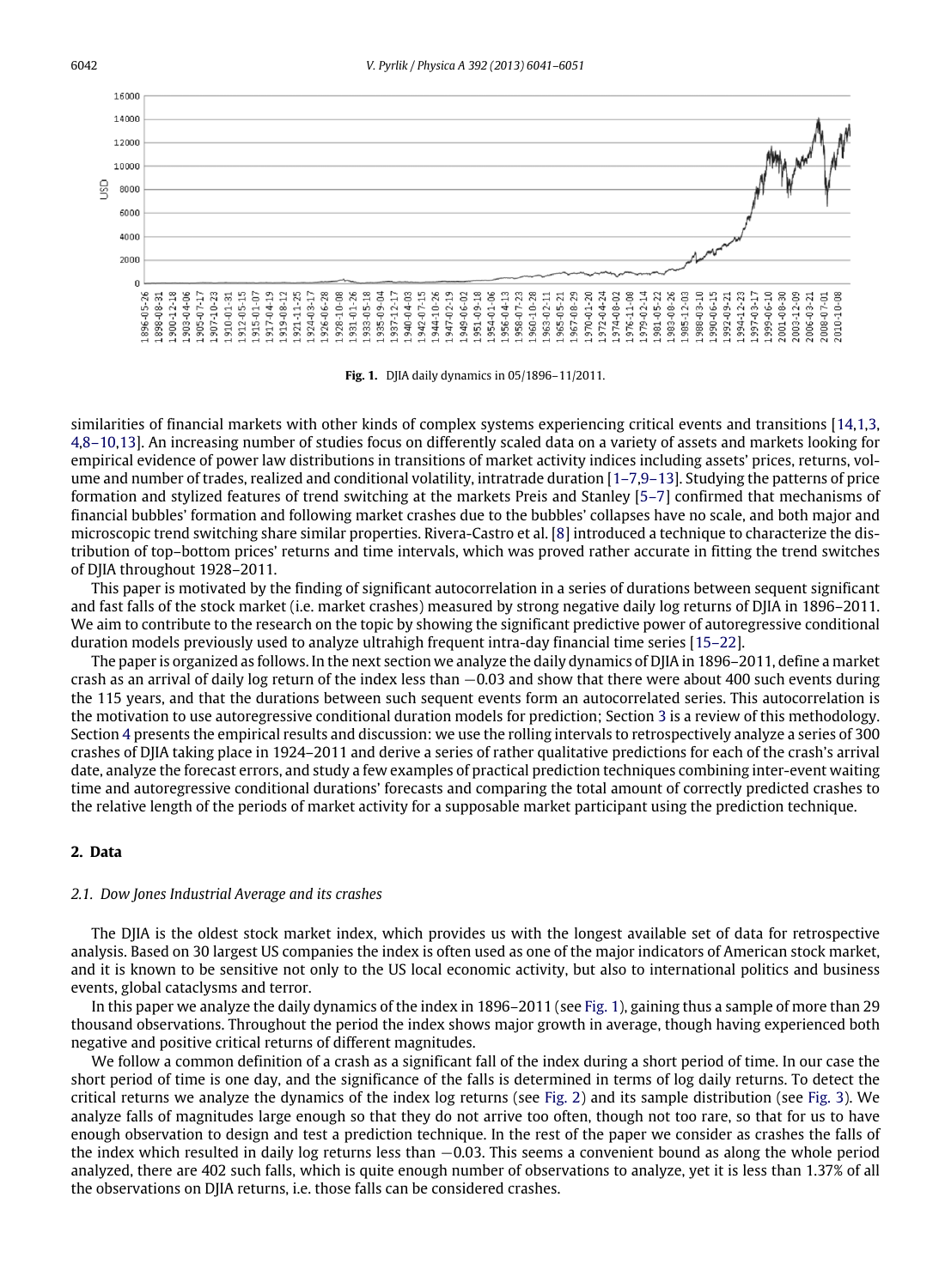Fig. 1. DJIA daily dynamics in 05/1896–11/2011.

similarities of financial markets with other kinds of complex systems experiencing critical events and transitions [14,1,3,4,8–10,13]. An increasing number of studies focus on differently scaled data on a variety of assets and markets looking for empirical evidence of power law distributions in transitions of market activity indices including assets' prices, returns, volume and number of trades, realized and conditional volatility, intratrade duration [1–7,9–13]. Studying the patterns of price formation and stylized features of trend switching at the markets Preis and Stanley [5–7] confirmed that mechanisms of financial bubbles' formation and following market crashes due to the bubbles' collapses have no scale, and both major and microscopic trend switching share similar properties. Rivera-Castro et al. [8] introduced a technique to characterize the distribution of top–bottom prices' returns and time intervals, which was proved rather accurate in fitting the trend switches of DJIA throughout 1928–2011.

This paper is motivated by the finding of significant autocorrelation in a series of durations between sequent significant and fast falls of the stock market (i.e. market crashes) measured by strong negative daily log returns of DJIA in 1896–2011. We aim to contribute to the research on the topic by showing the significant predictive power of autoregressive conditional duration models previously used to analyze ultrahigh frequent intra-day financial time series [15–22].

The paper is organized as follows. In the next section we analyze the daily dynamics of DJIA in 1896–2011, define a market crash as an arrival of daily log return of the index less than $-0.03$ and show that there were about 400 such events during the 115 years, and that the durations between such sequent events form an autocorrelated series. This autocorrelation is the motivation to use autoregressive conditional duration models for prediction; Section 3 is a review of this methodology. Section 4 presents the empirical results and discussion: we use the rolling intervals to retrospectively analyze a series of 300 crashes of DJIA taking place in 1924–2011 and derive a series of rather qualitative predictions for each of the crash's arrival date, analyze the forecast errors, and study a few examples of practical prediction techniques combining inter-event waiting time and autoregressive conditional durations' forecasts and comparing the total amount of correctly predicted crashes to the relative length of the periods of market activity for a supposable market participant using the prediction technique.

## 2. Data

### 2.1. Dow Jones Industrial Average and its crashes

The DJIA is the oldest stock market index, which provides us with the longest available set of data for retrospective analysis. Based on 30 largest US companies the index is often used as one of the major indicators of American stock market, and it is known to be sensitive not only to the US local economic activity, but also to international politics and business events, global cataclysms and terror.

In this paper we analyze the daily dynamics of the index in 1896–2011 (see Fig. 1), gaining thus a sample of more than 29 thousand observations. Throughout the period the index shows major growth in average, though having experienced both negative and positive critical returns of different magnitudes.

We follow a common definition of a crash as a significant fall of the index during a short period of time. In our case the short period of time is one day, and the significance of the falls is determined in terms of log daily returns. To detect the critical returns we analyze the dynamics of the index log returns (see Fig. 2) and its sample distribution (see Fig. 3). We analyze falls of magnitudes large enough so that they do not arrive too often, though not too rare, so that for us to have enough observation to design and test a prediction technique. In the rest of the paper we consider as crashes the falls of the index which resulted in daily log returns less than $-0.03$. This seems a convenient bound as along the whole period analyzed, there are 402 such falls, which is quite enough number of observations to analyze, yet it is less than 1.37% of all the observations on DJIA returns, i.e. those falls can be considered crashes.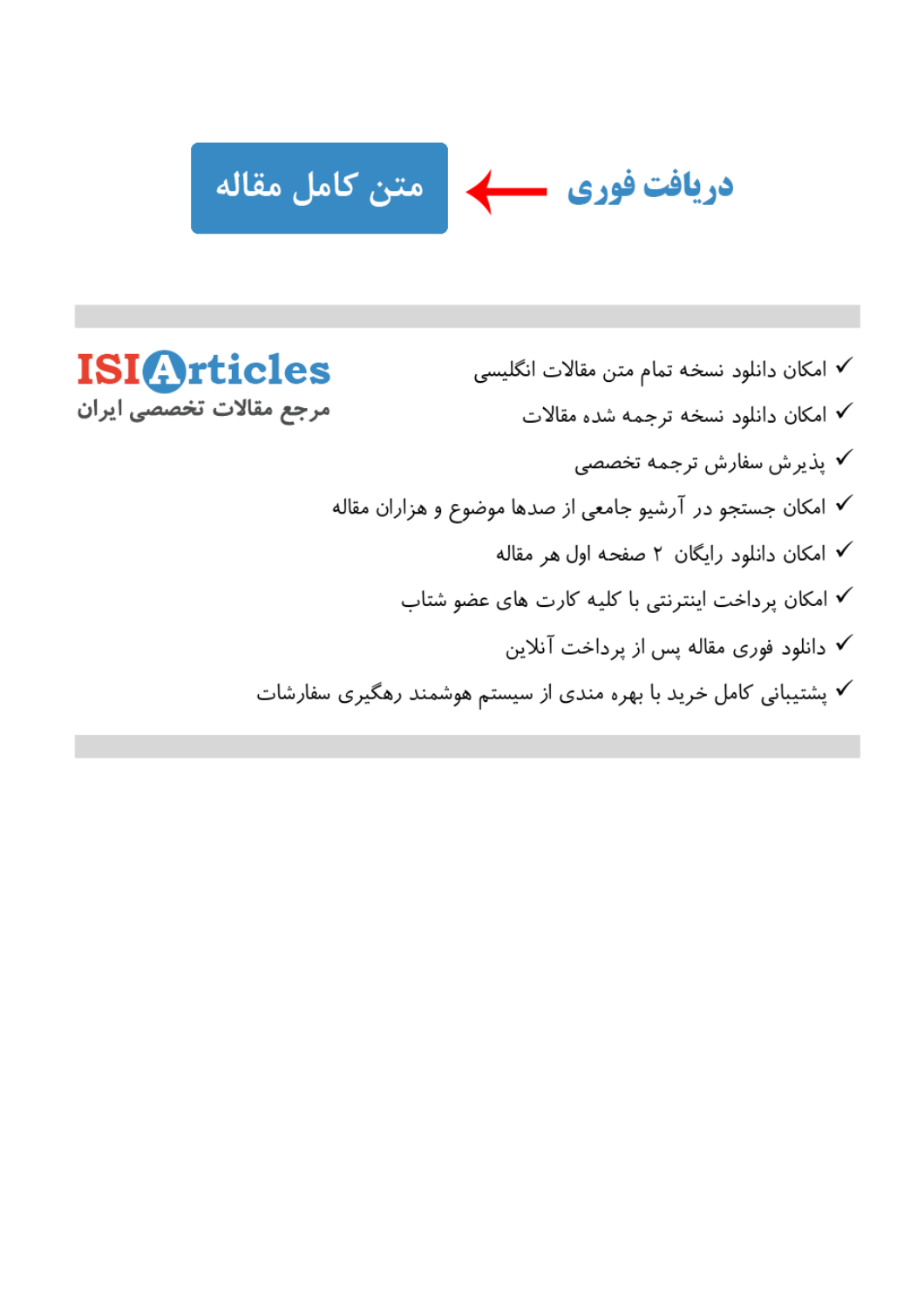دریافت فوری ← **متن کامل مقاله**

**ISIArticles**
مرجع مقالات تخصصی ایران

- ✓ امکان دانلود نسخه تمام متن مقالات انگلیسی
- ✓ امکان دانلود نسخه ترجمه شده مقالات
- ✓ پذیرش سفارش ترجمه تخصصی
- ✓ امکان جستجو در آرشیو جامعی از صدها موضوع و هزاران مقاله
- ✓ امکان دانلود رایگان ۲ صفحه اول هر مقاله
- ✓ امکان پرداخت اینترنتی با کلیه کارت های عضو شتاب
- ✓ دانلود فوری مقاله پس از پرداخت آنلاین
- ✓ پشتیبانی کامل خرید با بهره مندی از سیستم هوشمند رهگیری سفارشات